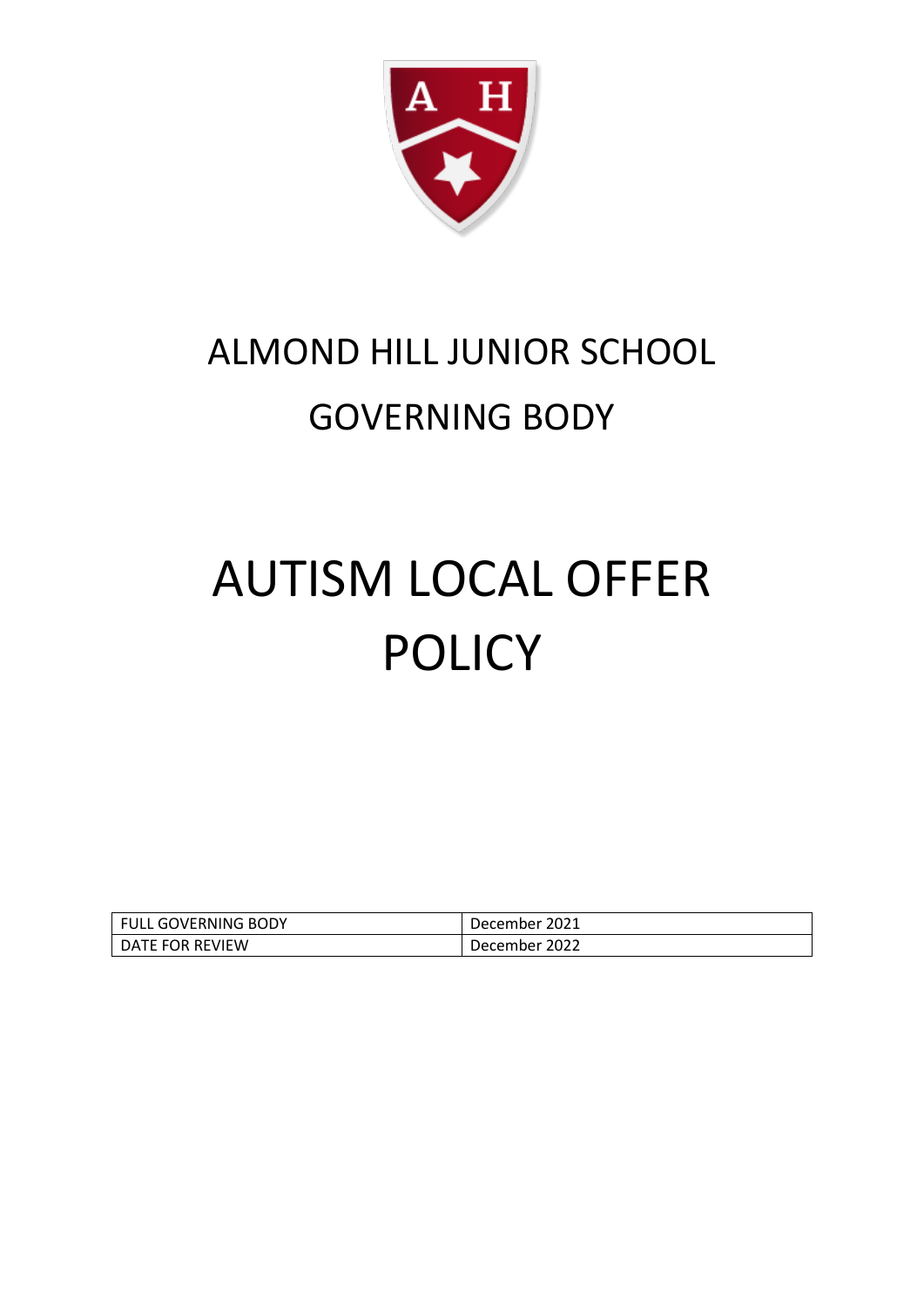# ALMOND HILL JUNIOR SCHOOL

## GOVERNING BODY

# AUTISM LOCAL OFFER POLICY

| FULL GOVERNING BODY | December 2021 |
|---|---|
| DATE FOR REVIEW | December 2022 |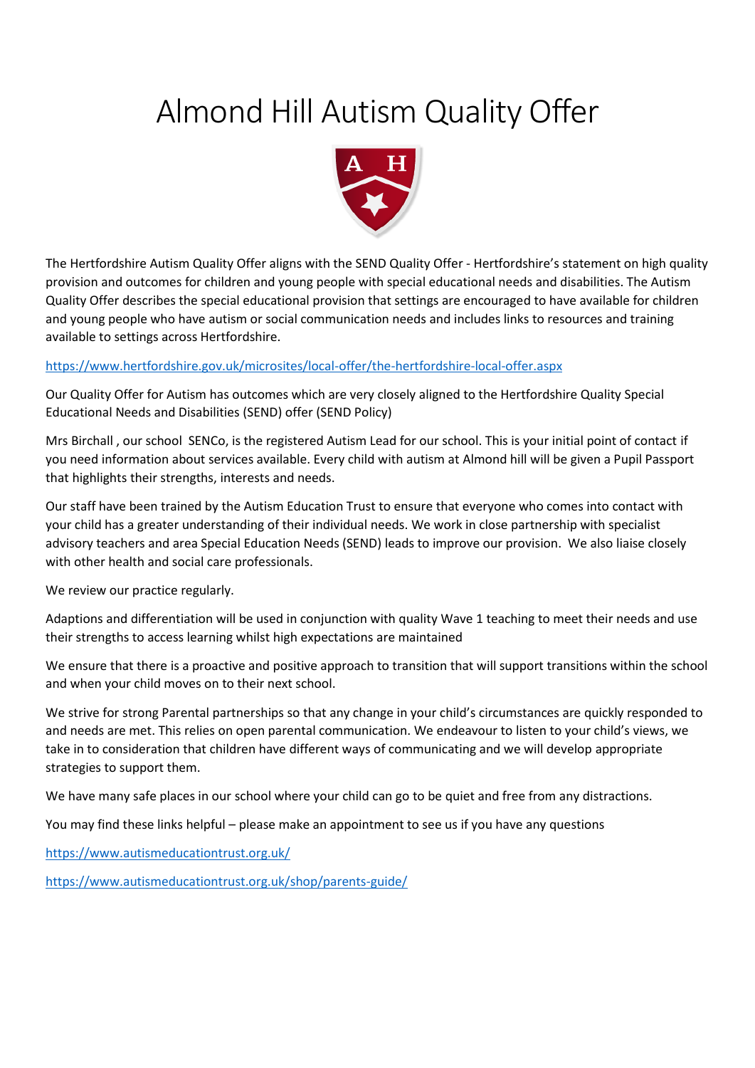# Almond Hill Autism Quality Offer

The Hertfordshire Autism Quality Offer aligns with the SEND Quality Offer - Hertfordshire's statement on high quality provision and outcomes for children and young people with special educational needs and disabilities. The Autism Quality Offer describes the special educational provision that settings are encouraged to have available for children and young people who have autism or social communication needs and includes links to resources and training available to settings across Hertfordshire.

https://www.hertfordshire.gov.uk/microsites/local-offer/the-hertfordshire-local-offer.aspx

Our Quality Offer for Autism has outcomes which are very closely aligned to the Hertfordshire Quality Special Educational Needs and Disabilities (SEND) offer (SEND Policy)

Mrs Birchall , our school SENCo, is the registered Autism Lead for our school. This is your initial point of contact if you need information about services available. Every child with autism at Almond hill will be given a Pupil Passport that highlights their strengths, interests and needs.

Our staff have been trained by the Autism Education Trust to ensure that everyone who comes into contact with your child has a greater understanding of their individual needs. We work in close partnership with specialist advisory teachers and area Special Education Needs (SEND) leads to improve our provision. We also liaise closely with other health and social care professionals.

We review our practice regularly.

Adaptions and differentiation will be used in conjunction with quality Wave 1 teaching to meet their needs and use their strengths to access learning whilst high expectations are maintained

We ensure that there is a proactive and positive approach to transition that will support transitions within the school and when your child moves on to their next school.

We strive for strong Parental partnerships so that any change in your child's circumstances are quickly responded to and needs are met. This relies on open parental communication. We endeavour to listen to your child's views, we take in to consideration that children have different ways of communicating and we will develop appropriate strategies to support them.

We have many safe places in our school where your child can go to be quiet and free from any distractions.

You may find these links helpful – please make an appointment to see us if you have any questions

https://www.autismeducationtrust.org.uk/

https://www.autismeducationtrust.org.uk/shop/parents-guide/